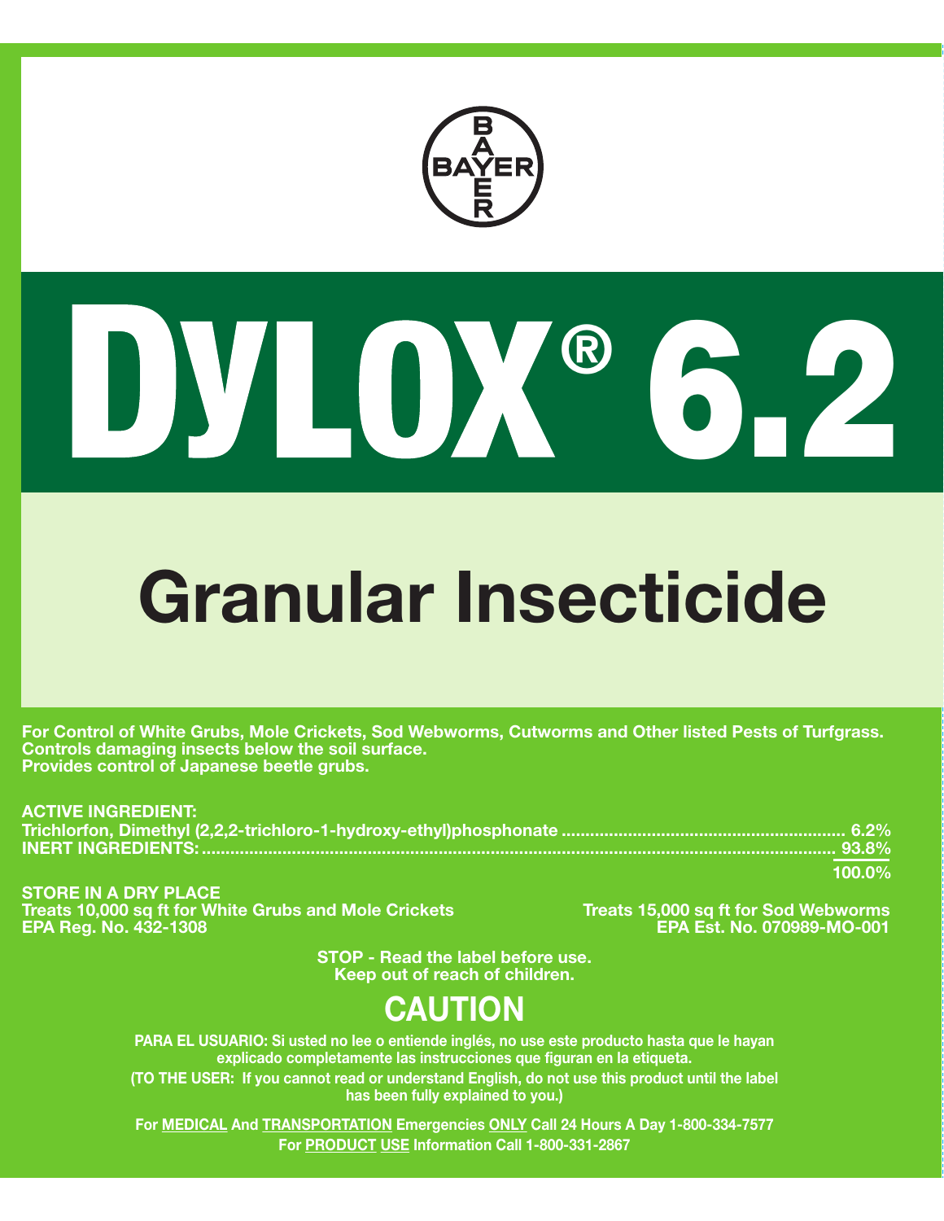BAYER

# DYLOX® 6.2

## Granular Insecticide

**For Control of White Grubs, Mole Crickets, Sod Webworms, Cutworms and Other listed Pests of Turfgrass.**
**Controls damaging insects below the soil surface.**
**Provides control of Japanese beetle grubs.**

**ACTIVE INGREDIENT:**
**Trichlorfon, Dimethyl (2,2,2-trichloro-1-hydroxy-ethyl)phosphonate .......... 6.2%**
**INERT INGREDIENTS: .......... 93.8%**
**100.0%**

**STORE IN A DRY PLACE**
**Treats 10,000 sq ft for White Grubs and Mole Crickets**
**Treats 15,000 sq ft for Sod Webworms**
**EPA Reg. No. 432-1308**
**EPA Est. No. 070989-MO-001**

**STOP - Read the label before use.**
**Keep out of reach of children.**

## CAUTION

**PARA EL USUARIO: Si usted no lee o entiende inglés, no use este producto hasta que le hayan explicado completamente las instrucciones que figuran en la etiqueta.**
**(TO THE USER: If you cannot read or understand English, do not use this product until the label has been fully explained to you.)**

**For MEDICAL And TRANSPORTATION Emergencies ONLY Call 24 Hours A Day 1-800-334-7577**
**For PRODUCT USE Information Call 1-800-331-2867**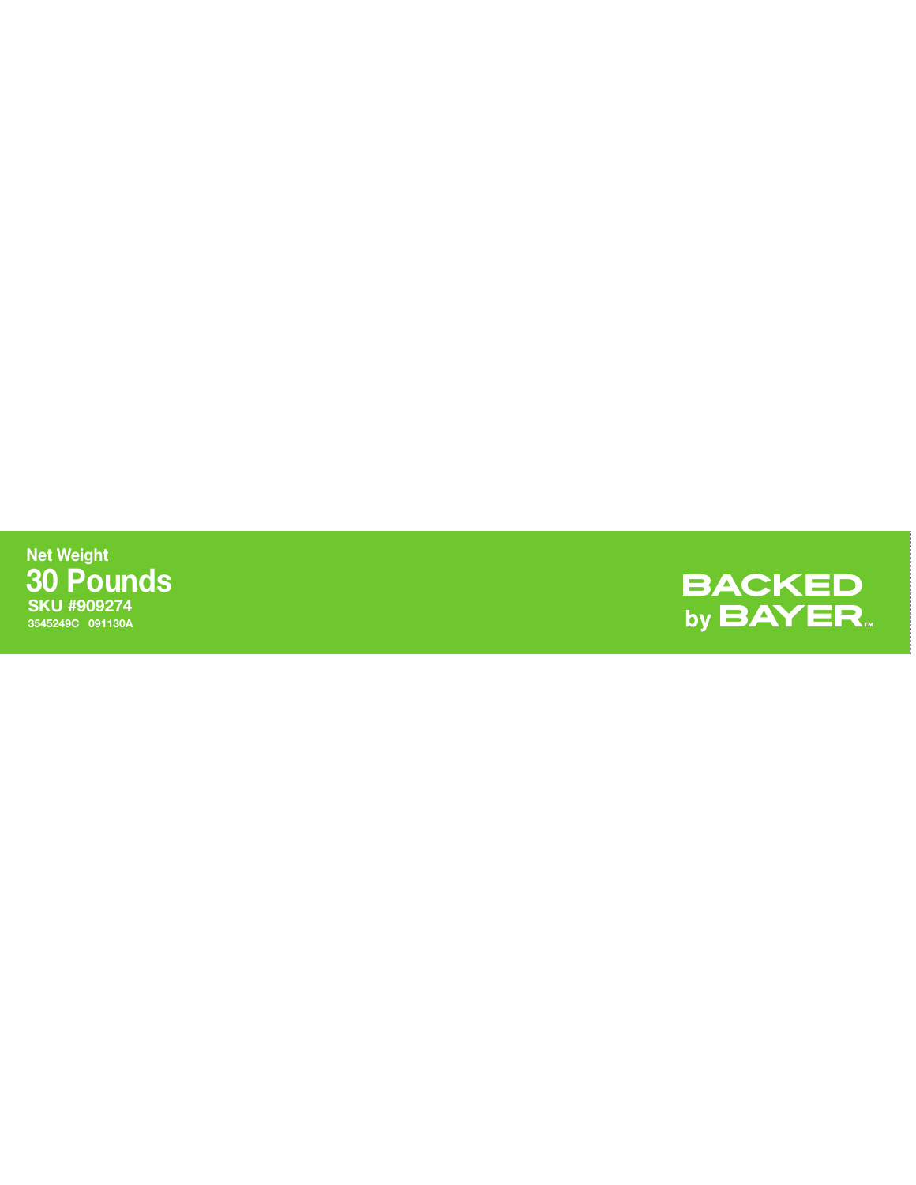Net Weight

**30 Pounds**

**SKU #909274**

3545249C 091130A

**BACKED by BAYER™**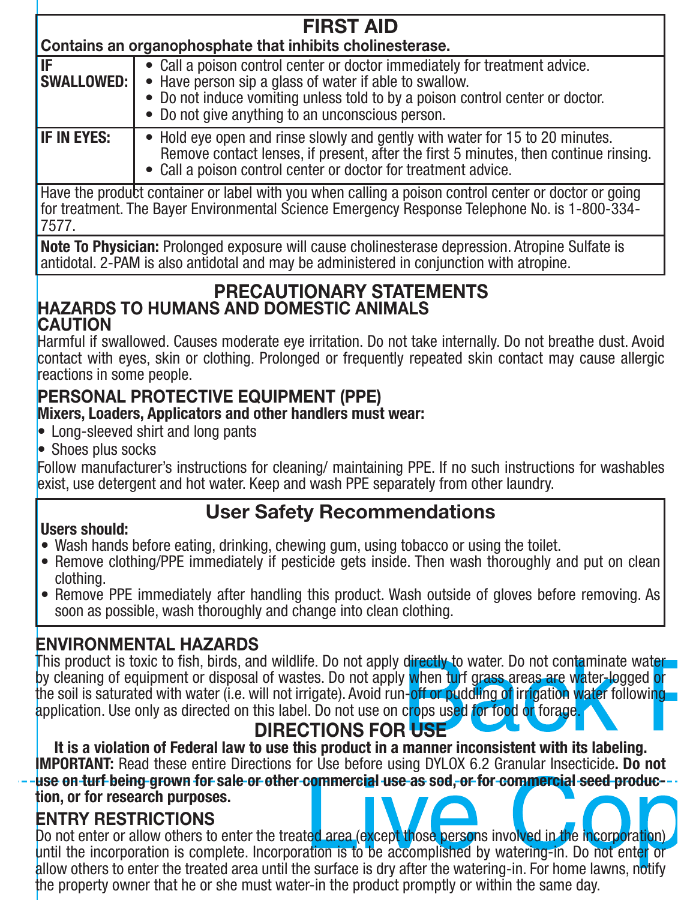## FIRST AID

**Contains an organophosphate that inhibits cholinesterase.**

| | |
|---|---|
| **IF SWALLOWED:** | • Call a poison control center or doctor immediately for treatment advice.<br>• Have person sip a glass of water if able to swallow.<br>• Do not induce vomiting unless told to by a poison control center or doctor.<br>• Do not give anything to an unconscious person. |
| **IF IN EYES:** | • Hold eye open and rinse slowly and gently with water for 15 to 20 minutes. Remove contact lenses, if present, after the first 5 minutes, then continue rinsing.<br>• Call a poison control center or doctor for treatment advice. |

Have the product container or label with you when calling a poison control center or doctor or going for treatment. The Bayer Environmental Science Emergency Response Telephone No. is 1-800-334-7577.

**Note To Physician:** Prolonged exposure will cause cholinesterase depression. Atropine Sulfate is antidotal. 2-PAM is also antidotal and may be administered in conjunction with atropine.

## PRECAUTIONARY STATEMENTS

### HAZARDS TO HUMANS AND DOMESTIC ANIMALS

**CAUTION**

Harmful if swallowed. Causes moderate eye irritation. Do not take internally. Do not breathe dust. Avoid contact with eyes, skin or clothing. Prolonged or frequently repeated skin contact may cause allergic reactions in some people.

### PERSONAL PROTECTIVE EQUIPMENT (PPE)

**Mixers, Loaders, Applicators and other handlers must wear:**

- Long-sleeved shirt and long pants
- Shoes plus socks

Follow manufacturer's instructions for cleaning/ maintaining PPE. If no such instructions for washables exist, use detergent and hot water. Keep and wash PPE separately from other laundry.

### User Safety Recommendations

**Users should:**

- Wash hands before eating, drinking, chewing gum, using tobacco or using the toilet.
- Remove clothing/PPE immediately if pesticide gets inside. Then wash thoroughly and put on clean clothing.
- Remove PPE immediately after handling this product. Wash outside of gloves before removing. As soon as possible, wash thoroughly and change into clean clothing.

### ENVIRONMENTAL HAZARDS

This product is toxic to fish, birds, and wildlife. Do not apply directly to water. Do not contaminate water by cleaning of equipment or disposal of wastes. Do not apply when turf grass areas are water-logged or the soil is saturated with water (i.e. will not irrigate). Avoid run-off or puddling of irrigation water following application. Use only as directed on this label. Do not use on crops used for food or forage.

## DIRECTIONS FOR USE

**It is a violation of Federal law to use this product in a manner inconsistent with its labeling.**

**IMPORTANT:** Read these entire Directions for Use before using DYLOX 6.2 Granular Insecticide**. Do not use on turf being grown for sale or other commercial use as sod, or for commercial seed production, or for research purposes.**

### ENTRY RESTRICTIONS

Do not enter or allow others to enter the treated area (except those persons involved in the incorporation) until the incorporation is complete. Incorporation is to be accomplished by watering-in. Do not enter or allow others to enter the treated area until the surface is dry after the watering-in. For home lawns, notify the property owner that he or she must water-in the product promptly or within the same day.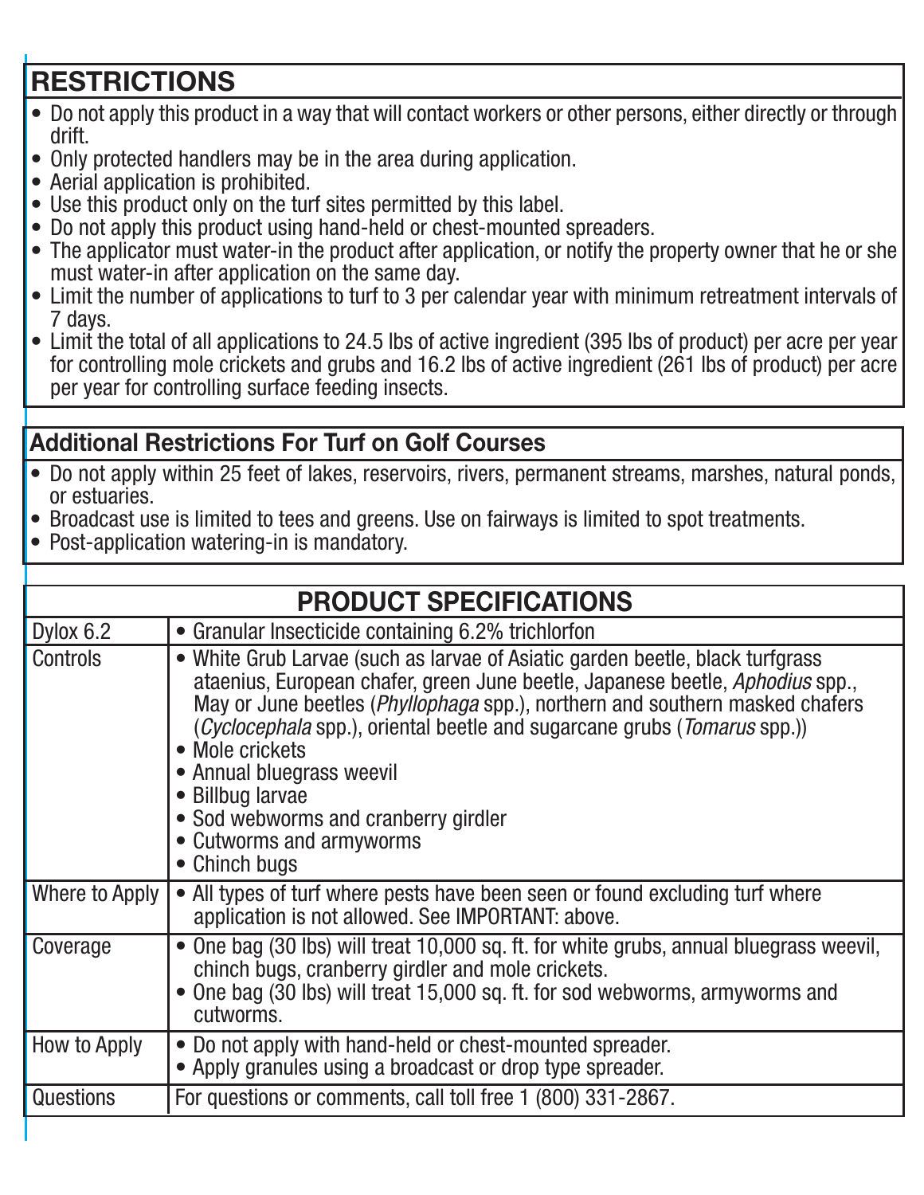## RESTRICTIONS

- Do not apply this product in a way that will contact workers or other persons, either directly or through drift.
- Only protected handlers may be in the area during application.
- Aerial application is prohibited.
- Use this product only on the turf sites permitted by this label.
- Do not apply this product using hand-held or chest-mounted spreaders.
- The applicator must water-in the product after application, or notify the property owner that he or she must water-in after application on the same day.
- Limit the number of applications to turf to 3 per calendar year with minimum retreatment intervals of 7 days.
- Limit the total of all applications to 24.5 lbs of active ingredient (395 lbs of product) per acre per year for controlling mole crickets and grubs and 16.2 lbs of active ingredient (261 lbs of product) per acre per year for controlling surface feeding insects.

### Additional Restrictions For Turf on Golf Courses

- Do not apply within 25 feet of lakes, reservoirs, rivers, permanent streams, marshes, natural ponds, or estuaries.
- Broadcast use is limited to tees and greens. Use on fairways is limited to spot treatments.
- Post-application watering-in is mandatory.

| PRODUCT SPECIFICATIONS | |
|---|---|
| Dylox 6.2 | • Granular Insecticide containing 6.2% trichlorfon |
| Controls | • White Grub Larvae (such as larvae of Asiatic garden beetle, black turfgrass ataenius, European chafer, green June beetle, Japanese beetle, *Aphodius* spp., May or June beetles (*Phyllophaga* spp.), northern and southern masked chafers (*Cyclocephala* spp.), oriental beetle and sugarcane grubs (*Tomarus* spp.))<br>• Mole crickets<br>• Annual bluegrass weevil<br>• Billbug larvae<br>• Sod webworms and cranberry girdler<br>• Cutworms and armyworms<br>• Chinch bugs |
| Where to Apply | • All types of turf where pests have been seen or found excluding turf where application is not allowed. See IMPORTANT: above. |
| Coverage | • One bag (30 lbs) will treat 10,000 sq. ft. for white grubs, annual bluegrass weevil, chinch bugs, cranberry girdler and mole crickets.<br>• One bag (30 lbs) will treat 15,000 sq. ft. for sod webworms, armyworms and cutworms. |
| How to Apply | • Do not apply with hand-held or chest-mounted spreader.<br>• Apply granules using a broadcast or drop type spreader. |
| Questions | For questions or comments, call toll free 1 (800) 331-2867. |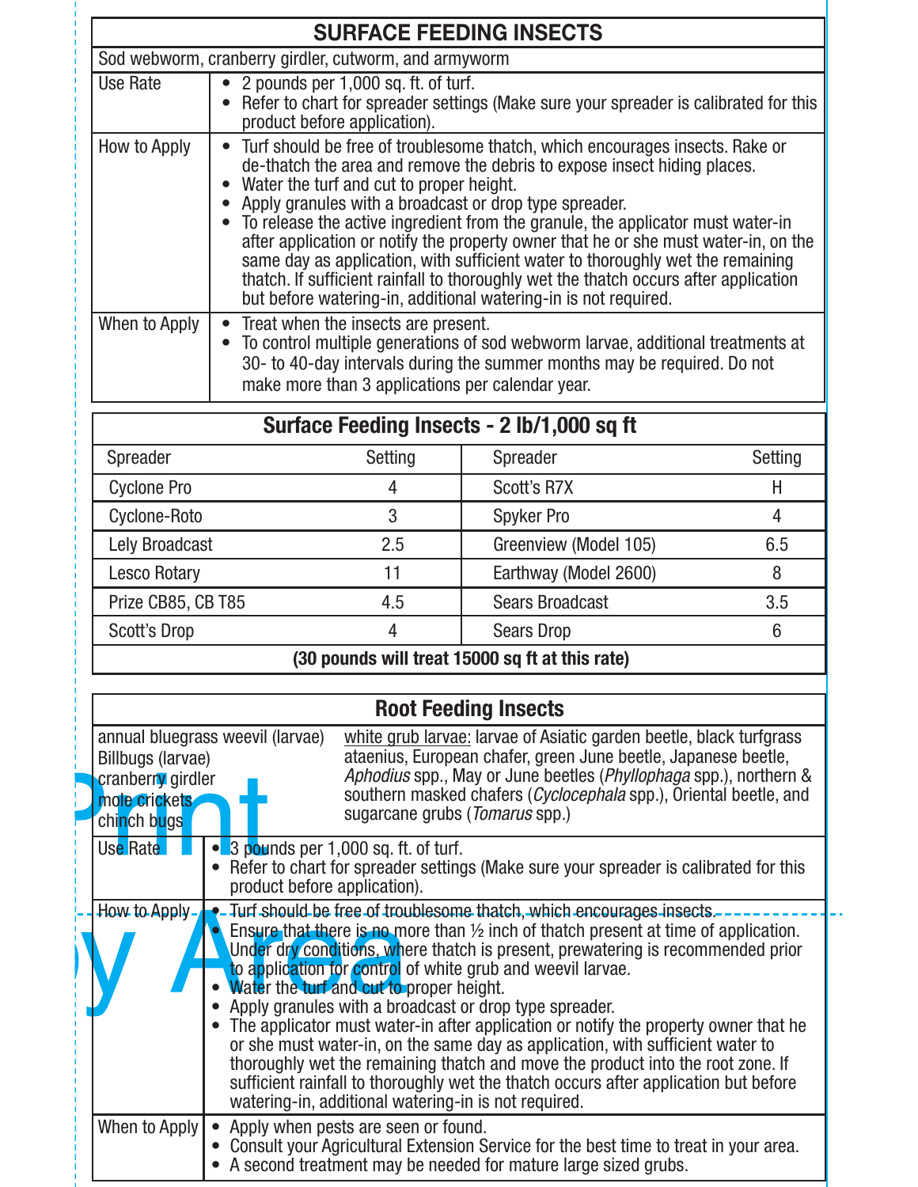| SURFACE FEEDING INSECTS | |
|---|---|
| Sod webworm, cranberry girdler, cutworm, and armyworm | |
| Use Rate | • 2 pounds per 1,000 sq. ft. of turf.<br>• Refer to chart for spreader settings (Make sure your spreader is calibrated for this product before application). |
| How to Apply | • Turf should be free of troublesome thatch, which encourages insects. Rake or de-thatch the area and remove the debris to expose insect hiding places.<br>• Water the turf and cut to proper height.<br>• Apply granules with a broadcast or drop type spreader.<br>• To release the active ingredient from the granule, the applicator must water-in after application or notify the property owner that he or she must water-in, on the same day as application, with sufficient water to thoroughly wet the remaining thatch. If sufficient rainfall to thoroughly wet the thatch occurs after application but before watering-in, additional watering-in is not required. |
| When to Apply | • Treat when the insects are present.<br>• To control multiple generations of sod webworm larvae, additional treatments at 30- to 40-day intervals during the summer months may be required. Do not make more than 3 applications per calendar year. |

| Surface Feeding Insects - 2 lb/1,000 sq ft | | | |
|---|---|---|---|
| Spreader | Setting | Spreader | Setting |
| Cyclone Pro | 4 | Scott's R7X | H |
| Cyclone-Roto | 3 | Spyker Pro | 4 |
| Lely Broadcast | 2.5 | Greenview (Model 105) | 6.5 |
| Lesco Rotary | 11 | Earthway (Model 2600) | 8 |
| Prize CB85, CB T85 | 4.5 | Sears Broadcast | 3.5 |
| Scott's Drop | 4 | Sears Drop | 6 |
| **(30 pounds will treat 15000 sq ft at this rate)** | | | |

| Root Feeding Insects | |
|---|---|
| annual bluegrass weevil (larvae)<br>Billbugs (larvae)<br>cranberry girdler<br>mole crickets<br>chinch bugs | white grub larvae: larvae of Asiatic garden beetle, black turfgrass ataenius, European chafer, green June beetle, Japanese beetle, *Aphodius* spp., May or June beetles (*Phyllophaga* spp.), northern & southern masked chafers (*Cyclocephala* spp.), Oriental beetle, and sugarcane grubs (*Tomarus* spp.) |
| Use Rate | • 3 pounds per 1,000 sq. ft. of turf.<br>• Refer to chart for spreader settings (Make sure your spreader is calibrated for this product before application). |
| How to Apply | • Turf should be free of troublesome thatch, which encourages insects.<br>• Ensure that there is no more than ½ inch of thatch present at time of application. Under dry conditions, where thatch is present, prewatering is recommended prior to application for control of white grub and weevil larvae.<br>• Water the turf and cut to proper height.<br>• Apply granules with a broadcast or drop type spreader.<br>• The applicator must water-in after application or notify the property owner that he or she must water-in, on the same day as application, with sufficient water to thoroughly wet the remaining thatch and move the product into the root zone. If sufficient rainfall to thoroughly wet the thatch occurs after application but before watering-in, additional watering-in is not required. |
| When to Apply | • Apply when pests are seen or found.<br>• Consult your Agricultural Extension Service for the best time to treat in your area.<br>• A second treatment may be needed for mature large sized grubs. |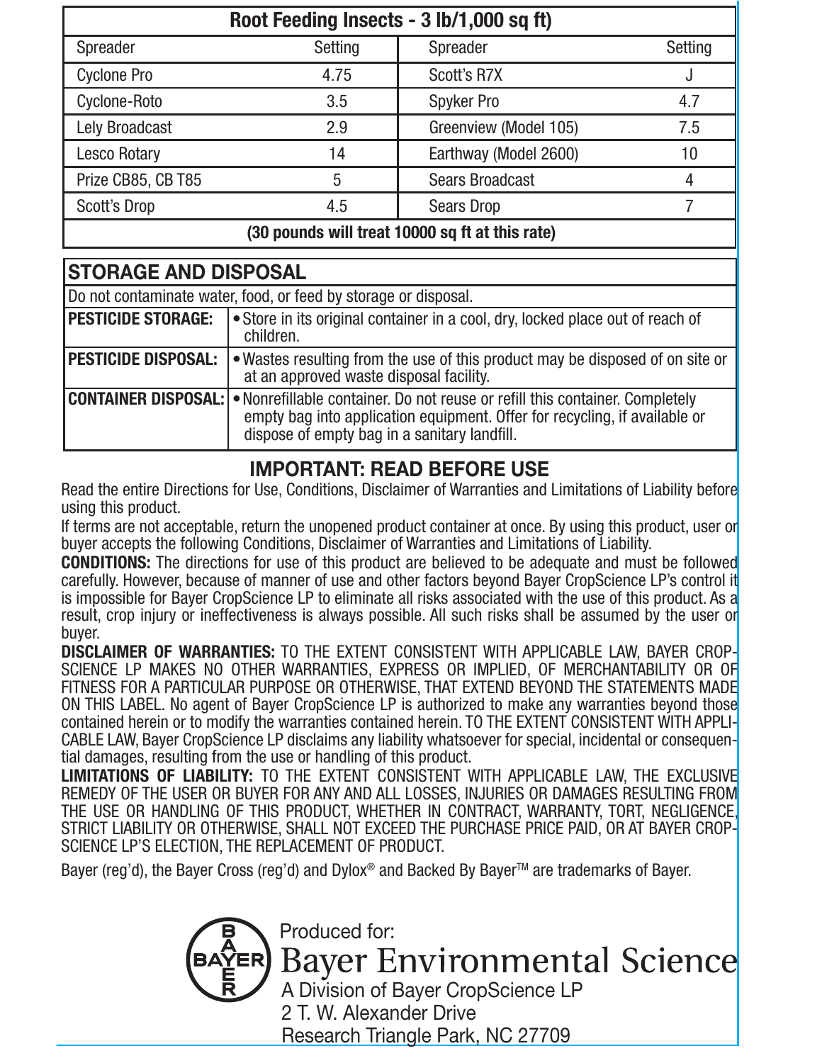| Root Feeding Insects - 3 lb/1,000 sq ft) | | | |
|---|---|---|---|
| Spreader | Setting | Spreader | Setting |
| Cyclone Pro | 4.75 | Scott's R7X | J |
| Cyclone-Roto | 3.5 | Spyker Pro | 4.7 |
| Lely Broadcast | 2.9 | Greenview (Model 105) | 7.5 |
| Lesco Rotary | 14 | Earthway (Model 2600) | 10 |
| Prize CB85, CB T85 | 5 | Sears Broadcast | 4 |
| Scott's Drop | 4.5 | Sears Drop | 7 |
| (30 pounds will treat 10000 sq ft at this rate) | | | |

## STORAGE AND DISPOSAL

Do not contaminate water, food, or feed by storage or disposal.

| | |
|---|---|
| **PESTICIDE STORAGE:** | • Store in its original container in a cool, dry, locked place out of reach of children. |
| **PESTICIDE DISPOSAL:** | • Wastes resulting from the use of this product may be disposed of on site or at an approved waste disposal facility. |
| **CONTAINER DISPOSAL:** | • Nonrefillable container. Do not reuse or refill this container. Completely empty bag into application equipment. Offer for recycling, if available or dispose of empty bag in a sanitary landfill. |

## IMPORTANT: READ BEFORE USE

Read the entire Directions for Use, Conditions, Disclaimer of Warranties and Limitations of Liability before using this product.

If terms are not acceptable, return the unopened product container at once. By using this product, user or buyer accepts the following Conditions, Disclaimer of Warranties and Limitations of Liability.

**CONDITIONS:** The directions for use of this product are believed to be adequate and must be followed carefully. However, because of manner of use and other factors beyond Bayer CropScience LP's control it is impossible for Bayer CropScience LP to eliminate all risks associated with the use of this product. As a result, crop injury or ineffectiveness is always possible. All such risks shall be assumed by the user or buyer.

**DISCLAIMER OF WARRANTIES:** TO THE EXTENT CONSISTENT WITH APPLICABLE LAW, BAYER CROPSCIENCE LP MAKES NO OTHER WARRANTIES, EXPRESS OR IMPLIED, OF MERCHANTABILITY OR OF FITNESS FOR A PARTICULAR PURPOSE OR OTHERWISE, THAT EXTEND BEYOND THE STATEMENTS MADE ON THIS LABEL. No agent of Bayer CropScience LP is authorized to make any warranties beyond those contained herein or to modify the warranties contained herein. TO THE EXTENT CONSISTENT WITH APPLICABLE LAW, Bayer CropScience LP disclaims any liability whatsoever for special, incidental or consequential damages, resulting from the use or handling of this product.

**LIMITATIONS OF LIABILITY:** TO THE EXTENT CONSISTENT WITH APPLICABLE LAW, THE EXCLUSIVE REMEDY OF THE USER OR BUYER FOR ANY AND ALL LOSSES, INJURIES OR DAMAGES RESULTING FROM THE USE OR HANDLING OF THIS PRODUCT, WHETHER IN CONTRACT, WARRANTY, TORT, NEGLIGENCE, STRICT LIABILITY OR OTHERWISE, SHALL NOT EXCEED THE PURCHASE PRICE PAID, OR AT BAYER CROPSCIENCE LP'S ELECTION, THE REPLACEMENT OF PRODUCT.

Bayer (reg'd), the Bayer Cross (reg'd) and Dylox® and Backed By Bayer™ are trademarks of Bayer.

Produced for:
Bayer Environmental Science
A Division of Bayer CropScience LP
2 T. W. Alexander Drive
Research Triangle Park, NC 27709